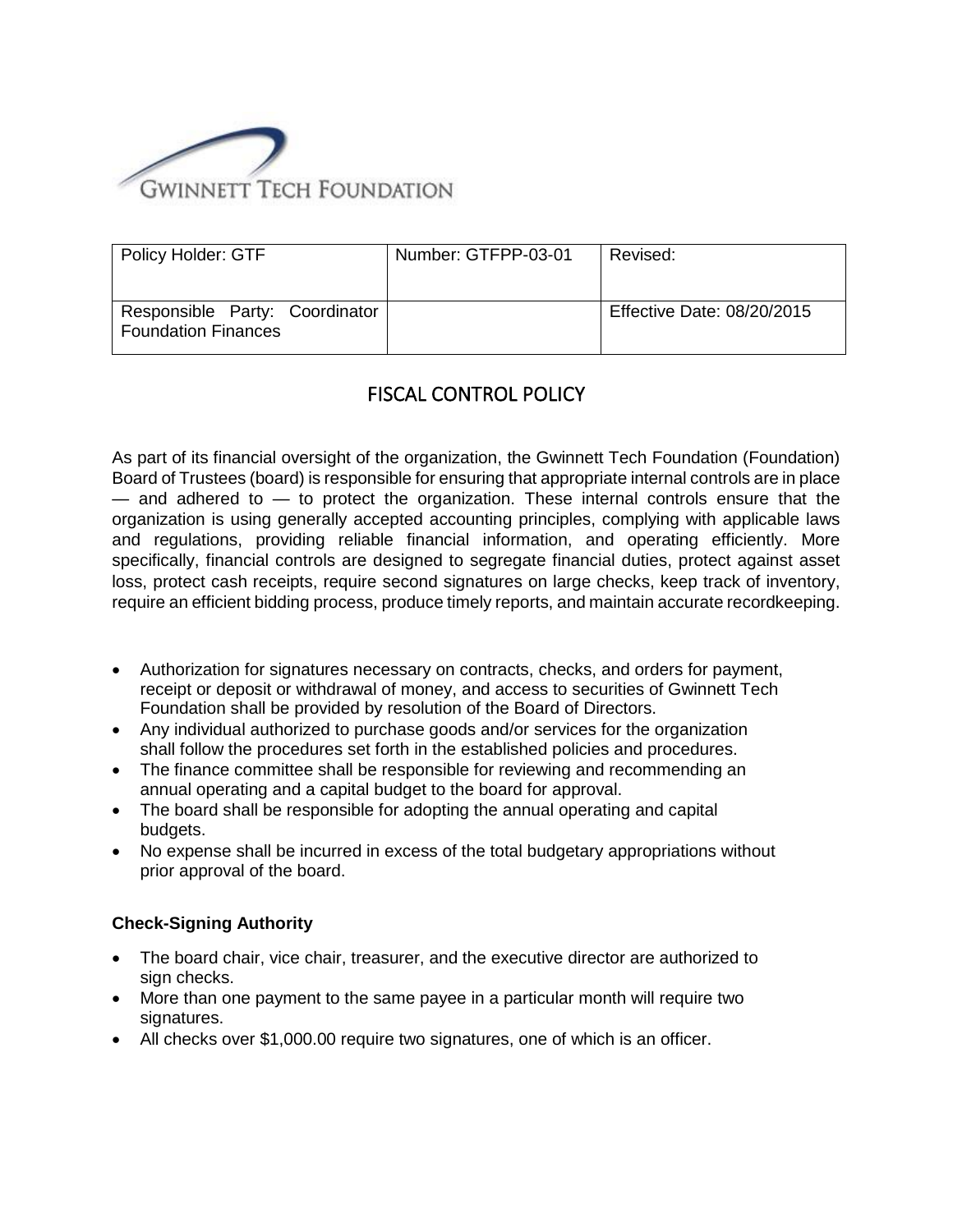GWINNETT TECH FOUNDATION

| Policy Holder: GTF | Number: GTFPP-03-01 | Revised: |
|---|---|---|
| Responsible Party: Coordinator Foundation Finances | | Effective Date: 08/20/2015 |

# FISCAL CONTROL POLICY

As part of its financial oversight of the organization, the Gwinnett Tech Foundation (Foundation) Board of Trustees (board) is responsible for ensuring that appropriate internal controls are in place — and adhered to — to protect the organization. These internal controls ensure that the organization is using generally accepted accounting principles, complying with applicable laws and regulations, providing reliable financial information, and operating efficiently. More specifically, financial controls are designed to segregate financial duties, protect against asset loss, protect cash receipts, require second signatures on large checks, keep track of inventory, require an efficient bidding process, produce timely reports, and maintain accurate recordkeeping.

- Authorization for signatures necessary on contracts, checks, and orders for payment, receipt or deposit or withdrawal of money, and access to securities of Gwinnett Tech Foundation shall be provided by resolution of the Board of Directors.
- Any individual authorized to purchase goods and/or services for the organization shall follow the procedures set forth in the established policies and procedures.
- The finance committee shall be responsible for reviewing and recommending an annual operating and a capital budget to the board for approval.
- The board shall be responsible for adopting the annual operating and capital budgets.
- No expense shall be incurred in excess of the total budgetary appropriations without prior approval of the board.

**Check-Signing Authority**

- The board chair, vice chair, treasurer, and the executive director are authorized to sign checks.
- More than one payment to the same payee in a particular month will require two signatures.
- All checks over $1,000.00 require two signatures, one of which is an officer.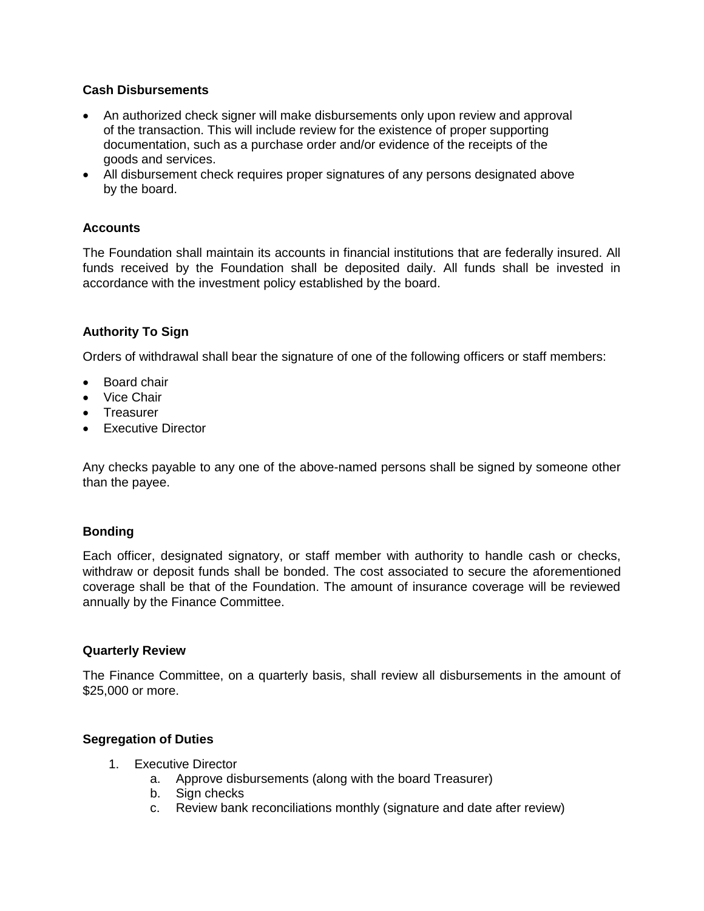**Cash Disbursements**

- An authorized check signer will make disbursements only upon review and approval of the transaction. This will include review for the existence of proper supporting documentation, such as a purchase order and/or evidence of the receipts of the goods and services.
- All disbursement check requires proper signatures of any persons designated above by the board.

**Accounts**

The Foundation shall maintain its accounts in financial institutions that are federally insured. All funds received by the Foundation shall be deposited daily. All funds shall be invested in accordance with the investment policy established by the board.

**Authority To Sign**

Orders of withdrawal shall bear the signature of one of the following officers or staff members:

- Board chair
- Vice Chair
- Treasurer
- Executive Director

Any checks payable to any one of the above-named persons shall be signed by someone other than the payee.

**Bonding**

Each officer, designated signatory, or staff member with authority to handle cash or checks, withdraw or deposit funds shall be bonded. The cost associated to secure the aforementioned coverage shall be that of the Foundation. The amount of insurance coverage will be reviewed annually by the Finance Committee.

**Quarterly Review**

The Finance Committee, on a quarterly basis, shall review all disbursements in the amount of $25,000 or more.

**Segregation of Duties**

1. Executive Director
   a. Approve disbursements (along with the board Treasurer)
   b. Sign checks
   c. Review bank reconciliations monthly (signature and date after review)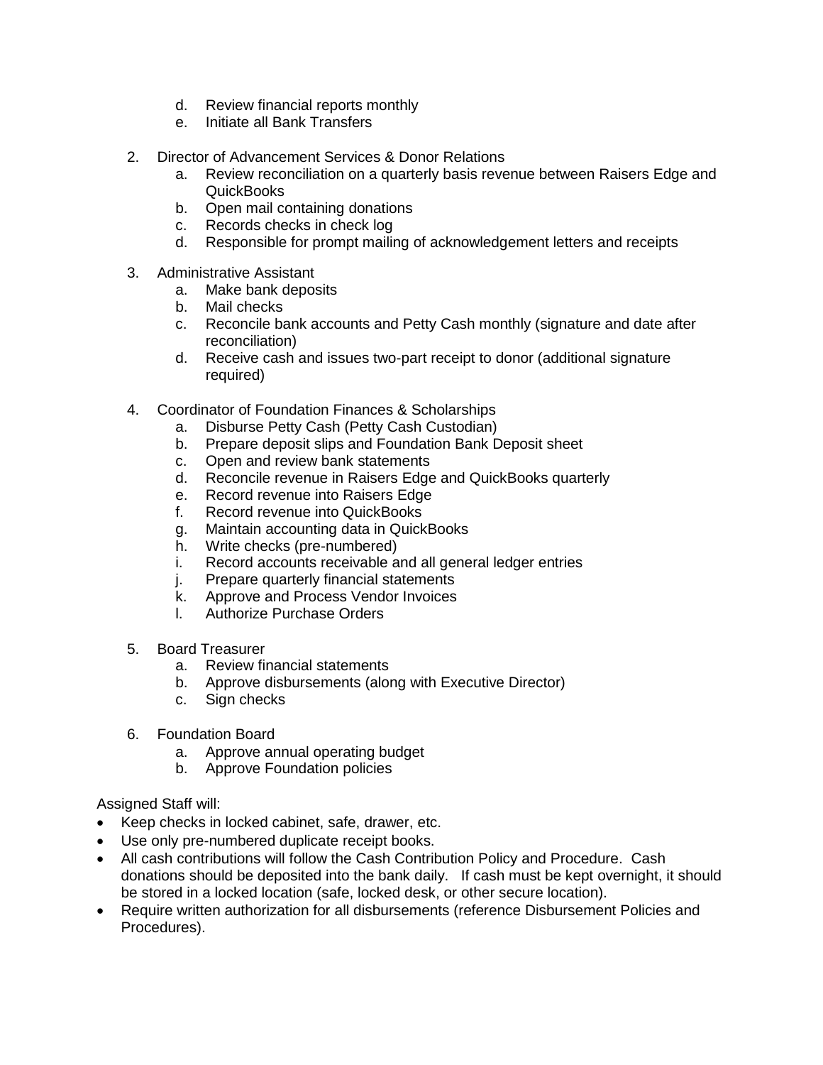d. Review financial reports monthly
   e. Initiate all Bank Transfers

2. Director of Advancement Services & Donor Relations
   a. Review reconciliation on a quarterly basis revenue between Raisers Edge and QuickBooks
   b. Open mail containing donations
   c. Records checks in check log
   d. Responsible for prompt mailing of acknowledgement letters and receipts

3. Administrative Assistant
   a. Make bank deposits
   b. Mail checks
   c. Reconcile bank accounts and Petty Cash monthly (signature and date after reconciliation)
   d. Receive cash and issues two-part receipt to donor (additional signature required)

4. Coordinator of Foundation Finances & Scholarships
   a. Disburse Petty Cash (Petty Cash Custodian)
   b. Prepare deposit slips and Foundation Bank Deposit sheet
   c. Open and review bank statements
   d. Reconcile revenue in Raisers Edge and QuickBooks quarterly
   e. Record revenue into Raisers Edge
   f. Record revenue into QuickBooks
   g. Maintain accounting data in QuickBooks
   h. Write checks (pre-numbered)
   i. Record accounts receivable and all general ledger entries
   j. Prepare quarterly financial statements
   k. Approve and Process Vendor Invoices
   l. Authorize Purchase Orders

5. Board Treasurer
   a. Review financial statements
   b. Approve disbursements (along with Executive Director)
   c. Sign checks

6. Foundation Board
   a. Approve annual operating budget
   b. Approve Foundation policies

Assigned Staff will:

- Keep checks in locked cabinet, safe, drawer, etc.
- Use only pre-numbered duplicate receipt books.
- All cash contributions will follow the Cash Contribution Policy and Procedure. Cash donations should be deposited into the bank daily. If cash must be kept overnight, it should be stored in a locked location (safe, locked desk, or other secure location).
- Require written authorization for all disbursements (reference Disbursement Policies and Procedures).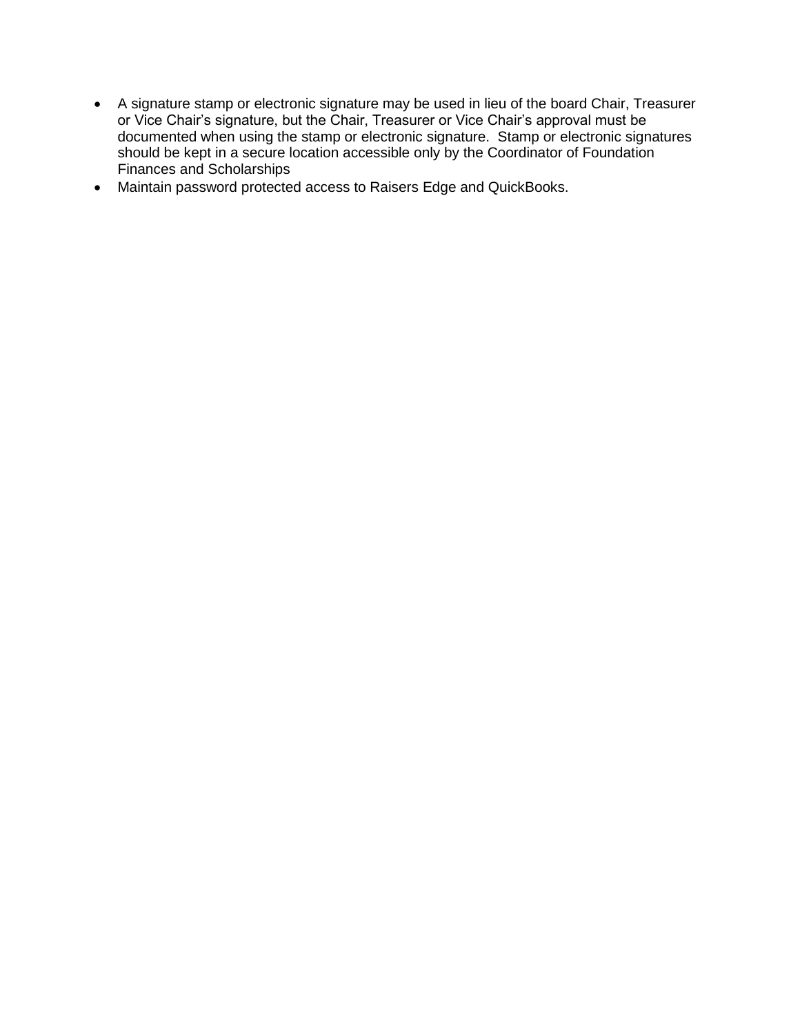- A signature stamp or electronic signature may be used in lieu of the board Chair, Treasurer or Vice Chair's signature, but the Chair, Treasurer or Vice Chair's approval must be documented when using the stamp or electronic signature. Stamp or electronic signatures should be kept in a secure location accessible only by the Coordinator of Foundation Finances and Scholarships
- Maintain password protected access to Raisers Edge and QuickBooks.